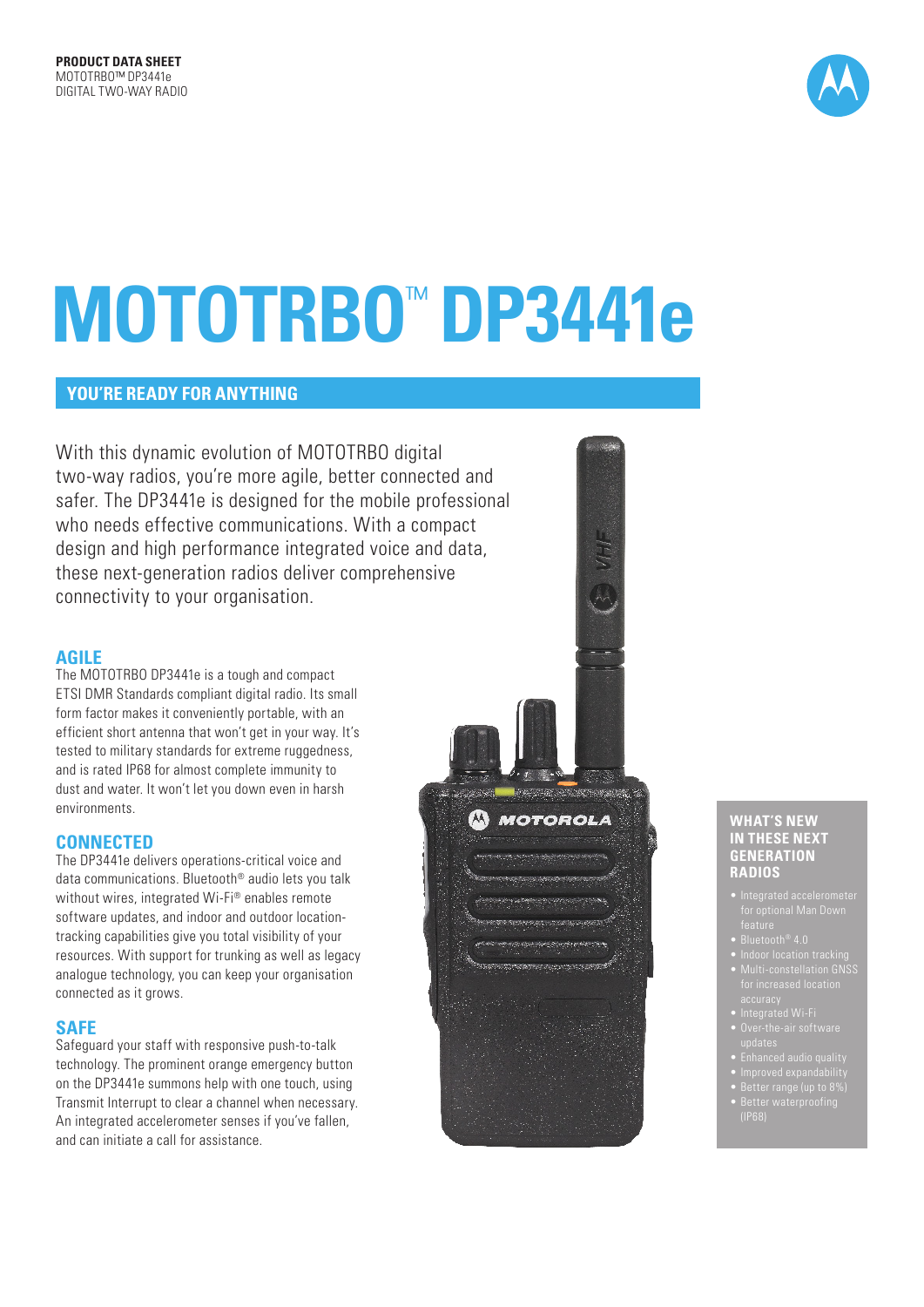**PRODUCT DATA SHEET**
MOTOTRBO™ DP3441e
DIGITAL TWO-WAY RADIO

# MOTOTRBO™ DP3441e

## YOU'RE READY FOR ANYTHING

With this dynamic evolution of MOTOTRBO digital two-way radios, you're more agile, better connected and safer. The DP3441e is designed for the mobile professional who needs effective communications. With a compact design and high performance integrated voice and data, these next-generation radios deliver comprehensive connectivity to your organisation.

### AGILE

The MOTOTRBO DP3441e is a tough and compact ETSI DMR Standards compliant digital radio. Its small form factor makes it conveniently portable, with an efficient short antenna that won't get in your way. It's tested to military standards for extreme ruggedness, and is rated IP68 for almost complete immunity to dust and water. It won't let you down even in harsh environments.

### CONNECTED

The DP3441e delivers operations-critical voice and data communications. Bluetooth® audio lets you talk without wires, integrated Wi-Fi® enables remote software updates, and indoor and outdoor location-tracking capabilities give you total visibility of your resources. With support for trunking as well as legacy analogue technology, you can keep your organisation connected as it grows.

### SAFE

Safeguard your staff with responsive push-to-talk technology. The prominent orange emergency button on the DP3441e summons help with one touch, using Transmit Interrupt to clear a channel when necessary. An integrated accelerometer senses if you've fallen, and can initiate a call for assistance.

### WHAT'S NEW IN THESE NEXT GENERATION RADIOS

- Integrated accelerometer for optional Man Down feature
- Bluetooth® 4.0
- Indoor location tracking
- Multi-constellation GNSS for increased location accuracy
- Integrated Wi-Fi
- Over-the-air software updates
- Enhanced audio quality
- Improved expandability
- Better range (up to 8%)
- Better waterproofing (IP68)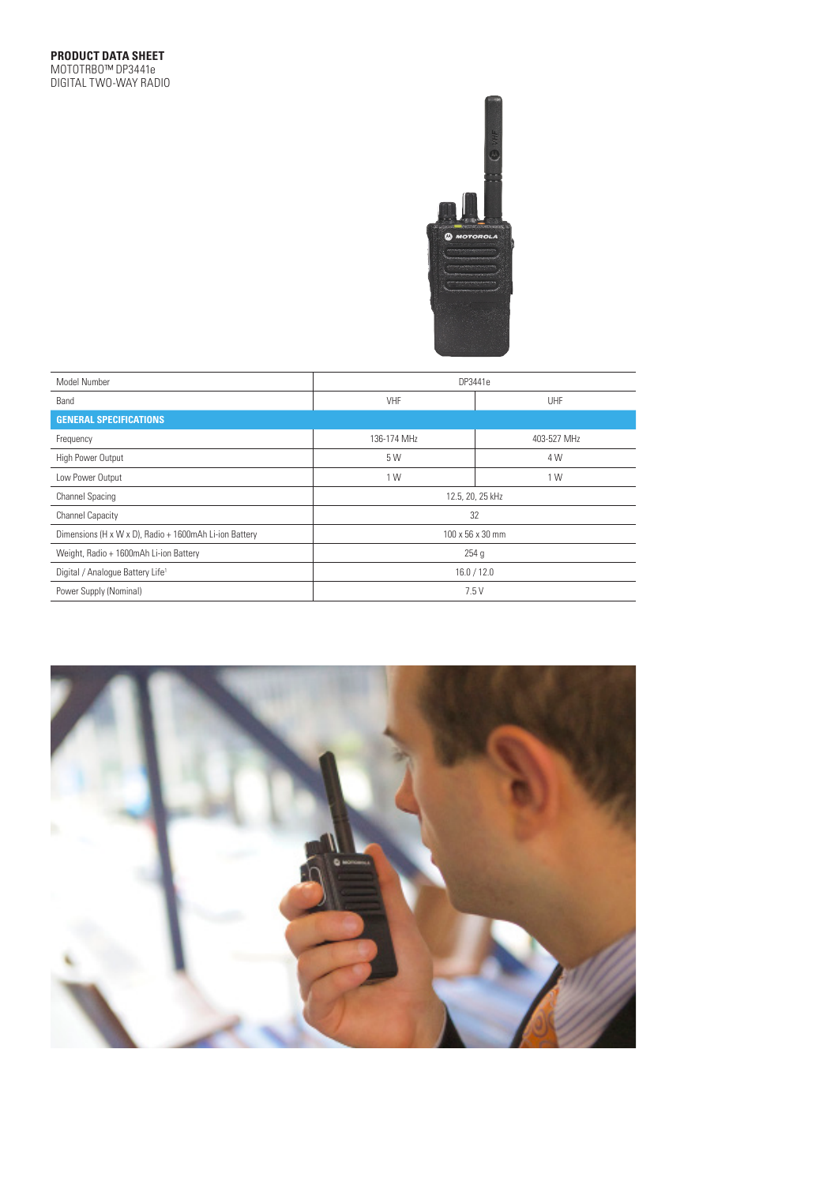**PRODUCT DATA SHEET**
MOTOTRBO™ DP3441e
DIGITAL TWO-WAY RADIO

| Model Number | DP3441e | |
|---|---|---|
| Band | VHF | UHF |
| **GENERAL SPECIFICATIONS** | | |
| Frequency | 136-174 MHz | 403-527 MHz |
| High Power Output | 5 W | 4 W |
| Low Power Output | 1 W | 1 W |
| Channel Spacing | 12.5, 20, 25 kHz | |
| Channel Capacity | 32 | |
| Dimensions (H x W x D), Radio + 1600mAh Li-ion Battery | 100 x 56 x 30 mm | |
| Weight, Radio + 1600mAh Li-ion Battery | 254 g | |
| Digital / Analogue Battery Life[1] | 16.0 / 12.0 | |
| Power Supply (Nominal) | 7.5 V | |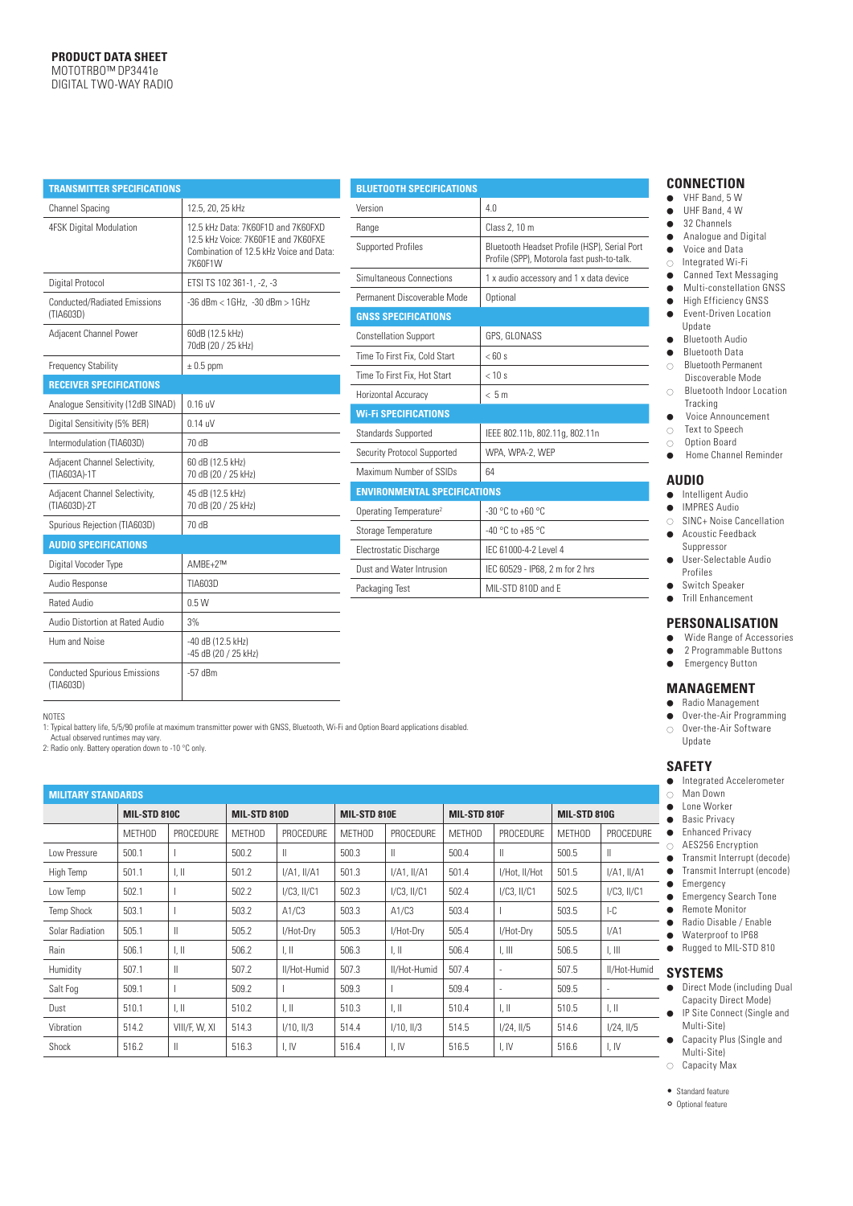**PRODUCT DATA SHEET**
MOTOTRBO™ DP3441e
DIGITAL TWO-WAY RADIO

| TRANSMITTER SPECIFICATIONS | |
|---|---|
| Channel Spacing | 12.5, 20, 25 kHz |
| 4FSK Digital Modulation | 12.5 kHz Data: 7K60F1D and 7K60FXD<br>12.5 kHz Voice: 7K60F1E and 7K60FXE<br>Combination of 12.5 kHz Voice and Data: 7K60F1W |
| Digital Protocol | ETSI TS 102 361-1, -2, -3 |
| Conducted/Radiated Emissions (TIA603D) | -36 dBm < 1GHz, -30 dBm > 1GHz |
| Adjacent Channel Power | 60dB (12.5 kHz)<br>70dB (20 / 25 kHz) |
| Frequency Stability | ± 0.5 ppm |
| **RECEIVER SPECIFICATIONS** | |
| Analogue Sensitivity (12dB SINAD) | 0.16 uV |
| Digital Sensitivity (5% BER) | 0.14 uV |
| Intermodulation (TIA603D) | 70 dB |
| Adjacent Channel Selectivity, (TIA603A)-1T | 60 dB (12.5 kHz)<br>70 dB (20 / 25 kHz) |
| Adjacent Channel Selectivity, (TIA603D)-2T | 45 dB (12.5 kHz)<br>70 dB (20 / 25 kHz) |
| Spurious Rejection (TIA603D) | 70 dB |
| **AUDIO SPECIFICATIONS** | |
| Digital Vocoder Type | AMBE+2™ |
| Audio Response | TIA603D |
| Rated Audio | 0.5 W |
| Audio Distortion at Rated Audio | 3% |
| Hum and Noise | -40 dB (12.5 kHz)<br>-45 dB (20 / 25 kHz) |
| Conducted Spurious Emissions (TIA603D) | -57 dBm |

| BLUETOOTH SPECIFICATIONS | |
|---|---|
| Version | 4.0 |
| Range | Class 2, 10 m |
| Supported Profiles | Bluetooth Headset Profile (HSP), Serial Port Profile (SPP), Motorola fast push-to-talk. |
| Simultaneous Connections | 1 x audio accessory and 1 x data device |
| Permanent Discoverable Mode | Optional |
| **GNSS SPECIFICATIONS** | |
| Constellation Support | GPS, GLONASS |
| Time To First Fix, Cold Start | < 60 s |
| Time To First Fix, Hot Start | < 10 s |
| Horizontal Accuracy | < 5 m |
| **Wi-Fi SPECIFICATIONS** | |
| Standards Supported | IEEE 802.11b, 802.11g, 802.11n |
| Security Protocol Supported | WPA, WPA-2, WEP |
| Maximum Number of SSIDs | 64 |
| **ENVIRONMENTAL SPECIFICATIONS** | |
| Operating Temperature[2] | -30 °C to +60 °C |
| Storage Temperature | -40 °C to +85 °C |
| Electrostatic Discharge | IEC 61000-4-2 Level 4 |
| Dust and Water Intrusion | IEC 60529 - IP68, 2 m for 2 hrs |
| Packaging Test | MIL-STD 810D and E |

NOTES
1: Typical battery life, 5/5/90 profile at maximum transmitter power with GNSS, Bluetooth, Wi-Fi and Option Board applications disabled. Actual observed runtimes may vary.
2: Radio only. Battery operation down to -10 °C only.

| MILITARY STANDARDS | MIL-STD 810C | | MIL-STD 810D | | MIL-STD 810E | | MIL-STD 810F | | MIL-STD 810G | |
|---|---|---|---|---|---|---|---|---|---|---|
| | METHOD | PROCEDURE | METHOD | PROCEDURE | METHOD | PROCEDURE | METHOD | PROCEDURE | METHOD | PROCEDURE |
| Low Pressure | 500.1 | I | 500.2 | II | 500.3 | II | 500.4 | II | 500.5 | II |
| High Temp | 501.1 | I, II | 501.2 | I/A1, II/A1 | 501.3 | I/A1, II/A1 | 501.4 | I/Hot, II/Hot | 501.5 | I/A1, II/A1 |
| Low Temp | 502.1 | I | 502.2 | I/C3, II/C1 | 502.3 | I/C3, II/C1 | 502.4 | I/C3, II/C1 | 502.5 | I/C3, II/C1 |
| Temp Shock | 503.1 | I | 503.2 | A1/C3 | 503.3 | A1/C3 | 503.4 | I | 503.5 | I-C |
| Solar Radiation | 505.1 | II | 505.2 | I/Hot-Dry | 505.3 | I/Hot-Dry | 505.4 | I/Hot-Dry | 505.5 | I/A1 |
| Rain | 506.1 | I, II | 506.2 | I, II | 506.3 | I, II | 506.4 | I, III | 506.5 | I, III |
| Humidity | 507.1 | II | 507.2 | II/Hot-Humid | 507.3 | II/Hot-Humid | 507.4 | - | 507.5 | II/Hot-Humid |
| Salt Fog | 509.1 | I | 509.2 | I | 509.3 | I | 509.4 | - | 509.5 | - |
| Dust | 510.1 | I, II | 510.2 | I, II | 510.3 | I, II | 510.4 | I, II | 510.5 | I, II |
| Vibration | 514.2 | VIII/F, W, XI | 514.3 | I/10, II/3 | 514.4 | I/10, II/3 | 514.5 | I/24, II/5 | 514.6 | I/24, II/5 |
| Shock | 516.2 | II | 516.3 | I, IV | 516.4 | I, IV | 516.5 | I, IV | 516.6 | I, IV |

## CONNECTION

- ● VHF Band, 5 W
- ● UHF Band, 4 W
- ● 32 Channels
- ● Analogue and Digital
- ● Voice and Data
- ○ Integrated Wi-Fi
- ● Canned Text Messaging
- ● Multi-constellation GNSS
- ● High Efficiency GNSS
- ● Event-Driven Location Update
- ● Bluetooth Audio
- ● Bluetooth Data
- ○ Bluetooth Permanent Discoverable Mode
- ○ Bluetooth Indoor Location Tracking
- ● Voice Announcement
- ○ Text to Speech
- ○ Option Board
- ● Home Channel Reminder

## AUDIO

- ● Intelligent Audio
- ● IMPRES Audio
- ○ SINC+ Noise Cancellation
- ● Acoustic Feedback Suppressor
- ● User-Selectable Audio Profiles
- ● Switch Speaker
- ● Trill Enhancement

## PERSONALISATION

- ● Wide Range of Accessories
- ● 2 Programmable Buttons
- ● Emergency Button

## MANAGEMENT

- ● Radio Management
- ● Over-the-Air Programming
- ○ Over-the-Air Software Update

## SAFETY

- ● Integrated Accelerometer
- ○ Man Down
- ○ Lone Worker
- ● Basic Privacy
- ● Enhanced Privacy
- ○ AES256 Encryption
- ● Transmit Interrupt (decode)
- ● Transmit Interrupt (encode)
- ● Emergency
- ● Emergency Search Tone
- ● Remote Monitor
- ● Radio Disable / Enable
- ● Waterproof to IP68
- ● Rugged to MIL-STD 810

## SYSTEMS

- ● Direct Mode (including Dual Capacity Direct Mode)
- ● IP Site Connect (Single and Multi-Site)
- ● Capacity Plus (Single and Multi-Site)
- ○ Capacity Max

● Standard feature
○ Optional feature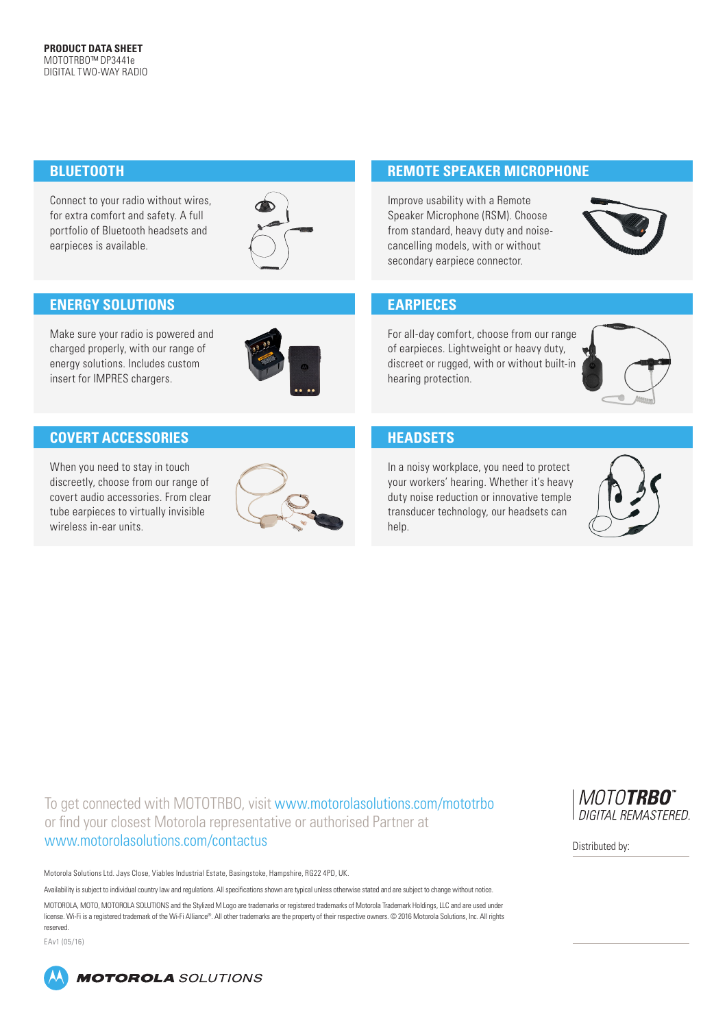## BLUETOOTH

Connect to your radio without wires, for extra comfort and safety. A full portfolio of Bluetooth headsets and earpieces is available.

## REMOTE SPEAKER MICROPHONE

Improve usability with a Remote Speaker Microphone (RSM). Choose from standard, heavy duty and noise-cancelling models, with or without secondary earpiece connector.

## ENERGY SOLUTIONS

Make sure your radio is powered and charged properly, with our range of energy solutions. Includes custom insert for IMPRES chargers.

## EARPIECES

For all-day comfort, choose from our range of earpieces. Lightweight or heavy duty, discreet or rugged, with or without built-in hearing protection.

## COVERT ACCESSORIES

When you need to stay in touch discreetly, choose from our range of covert audio accessories. From clear tube earpieces to virtually invisible wireless in-ear units.

## HEADSETS

In a noisy workplace, you need to protect your workers' hearing. Whether it's heavy duty noise reduction or innovative temple transducer technology, our headsets can help.

To get connected with MOTOTRBO, visit www.motorolasolutions.com/mototrbo or find your closest Motorola representative or authorised Partner at www.motorolasolutions.com/contactus

MOTOTRBO™ DIGITAL REMASTERED.

Distributed by:

Motorola Solutions Ltd. Jays Close, Viables Industrial Estate, Basingstoke, Hampshire, RG22 4PD, UK.

Availability is subject to individual country law and regulations. All specifications shown are typical unless otherwise stated and are subject to change without notice.

MOTOROLA, MOTO, MOTOROLA SOLUTIONS and the Stylized M Logo are trademarks or registered trademarks of Motorola Trademark Holdings, LLC and are used under license. Wi-Fi is a registered trademark of the Wi-Fi Alliance®. All other trademarks are the property of their respective owners. © 2016 Motorola Solutions, Inc. All rights reserved.

EAv1 (05/16)

MOTOROLA SOLUTIONS